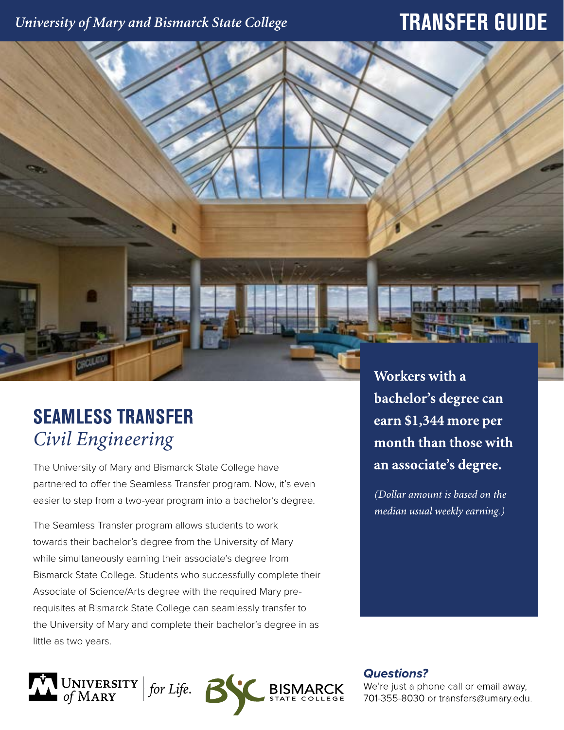*University of Mary and Bismarck State College*

# TRANSFER GUIDE

## SEAMLESS TRANSFER

*Civil Engineering*

The University of Mary and Bismarck State College have partnered to offer the Seamless Transfer program. Now, it's even easier to step from a two-year program into a bachelor's degree.

The Seamless Transfer program allows students to work towards their bachelor's degree from the University of Mary while simultaneously earning their associate's degree from Bismarck State College. Students who successfully complete their Associate of Science/Arts degree with the required Mary pre-requisites at Bismarck State College can seamlessly transfer to the University of Mary and complete their bachelor's degree in as little as two years.

**Workers with a bachelor's degree can earn $1,344 more per month than those with an associate's degree.**

*(Dollar amount is based on the median usual weekly earning.)*

University of Mary *for Life.*

Bismarck State College

***Questions?***

We're just a phone call or email away, 701-355-8030 or transfers@umary.edu.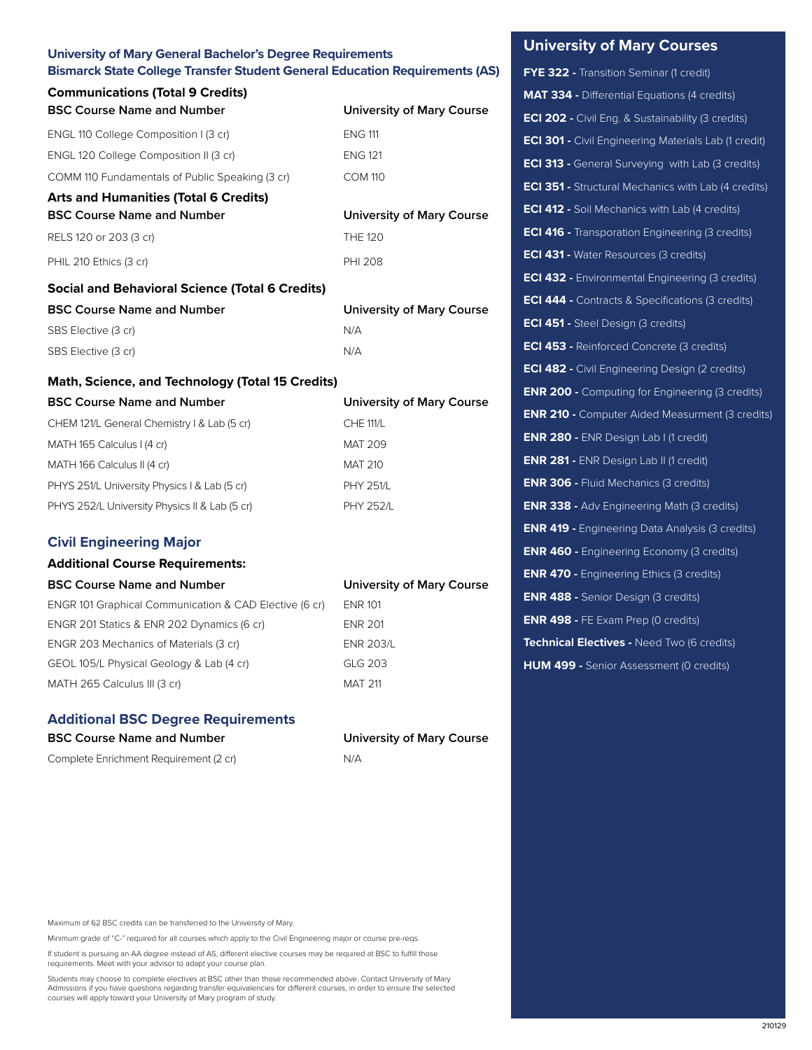## University of Mary General Bachelor's Degree Requirements
## Bismarck State College Transfer Student General Education Requirements (AS)

### Communications (Total 9 Credits)

| BSC Course Name and Number | University of Mary Course |
| --- | --- |
| ENGL 110 College Composition I (3 cr) | ENG 111 |
| ENGL 120 College Composition II (3 cr) | ENG 121 |
| COMM 110 Fundamentals of Public Speaking (3 cr) | COM 110 |

### Arts and Humanities (Total 6 Credits)

| BSC Course Name and Number | University of Mary Course |
| --- | --- |
| RELS 120 or 203 (3 cr) | THE 120 |
| PHIL 210 Ethics (3 cr) | PHI 208 |

### Social and Behavioral Science (Total 6 Credits)

| BSC Course Name and Number | University of Mary Course |
| --- | --- |
| SBS Elective (3 cr) | N/A |
| SBS Elective (3 cr) | N/A |

### Math, Science, and Technology (Total 15 Credits)

| BSC Course Name and Number | University of Mary Course |
| --- | --- |
| CHEM 121/L General Chemistry I & Lab (5 cr) | CHE 111/L |
| MATH 165 Calculus I (4 cr) | MAT 209 |
| MATH 166 Calculus II (4 cr) | MAT 210 |
| PHYS 251/L University Physics I & Lab (5 cr) | PHY 251/L |
| PHYS 252/L University Physics II & Lab (5 cr) | PHY 252/L |

## Civil Engineering Major

### Additional Course Requirements:

| BSC Course Name and Number | University of Mary Course |
| --- | --- |
| ENGR 101 Graphical Communication & CAD Elective (6 cr) | ENR 101 |
| ENGR 201 Statics & ENR 202 Dynamics (6 cr) | ENR 201 |
| ENGR 203 Mechanics of Materials (3 cr) | ENR 203/L |
| GEOL 105/L Physical Geology & Lab (4 cr) | GLG 203 |
| MATH 265 Calculus III (3 cr) | MAT 211 |

## Additional BSC Degree Requirements

| BSC Course Name and Number | University of Mary Course |
| --- | --- |
| Complete Enrichment Requirement (2 cr) | N/A |

Maximum of 62 BSC credits can be transferred to the University of Mary.

Minimum grade of "C-" required for all courses which apply to the Civil Engineering major or course pre-reqs.

If student is pursuing an AA degree instead of AS, different elective courses may be required at BSC to fulfill those requirements. Meet with your advisor to adapt your course plan.

Students may choose to complete electives at BSC other than those recommended above. Contact University of Mary Admissions if you have questions regarding transfer equivalencies for different courses, in order to ensure the selected courses will apply toward your University of Mary program of study.

## University of Mary Courses

- **FYE 322 -** Transition Seminar (1 credit)
- **MAT 334 -** Differential Equations (4 credits)
- **ECI 202 -** Civil Eng. & Sustainability (3 credits)
- **ECI 301 -** Civil Engineering Materials Lab (1 credit)
- **ECI 313 -** General Surveying with Lab (3 credits)
- **ECI 351 -** Structural Mechanics with Lab (4 credits)
- **ECI 412 -** Soil Mechanics with Lab (4 credits)
- **ECI 416 -** Transporation Engineering (3 credits)
- **ECI 431 -** Water Resources (3 credits)
- **ECI 432 -** Environmental Engineering (3 credits)
- **ECI 444 -** Contracts & Specifications (3 credits)
- **ECI 451 -** Steel Design (3 credits)
- **ECI 453 -** Reinforced Concrete (3 credits)
- **ECI 482 -** Civil Engineering Design (2 credits)
- **ENR 200 -** Computing for Engineering (3 credits)
- **ENR 210 -** Computer Aided Measurment (3 credits)
- **ENR 280 -** ENR Design Lab I (1 credit)
- **ENR 281 -** ENR Design Lab II (1 credit)
- **ENR 306 -** Fluid Mechanics (3 credits)
- **ENR 338 -** Adv Engineering Math (3 credits)
- **ENR 419 -** Engineering Data Analysis (3 credits)
- **ENR 460 -** Engineering Economy (3 credits)
- **ENR 470 -** Engineering Ethics (3 credits)
- **ENR 488 -** Senior Design (3 credits)
- **ENR 498 -** FE Exam Prep (0 credits)
- **Technical Electives -** Need Two (6 credits)
- **HUM 499 -** Senior Assessment (0 credits)

210129